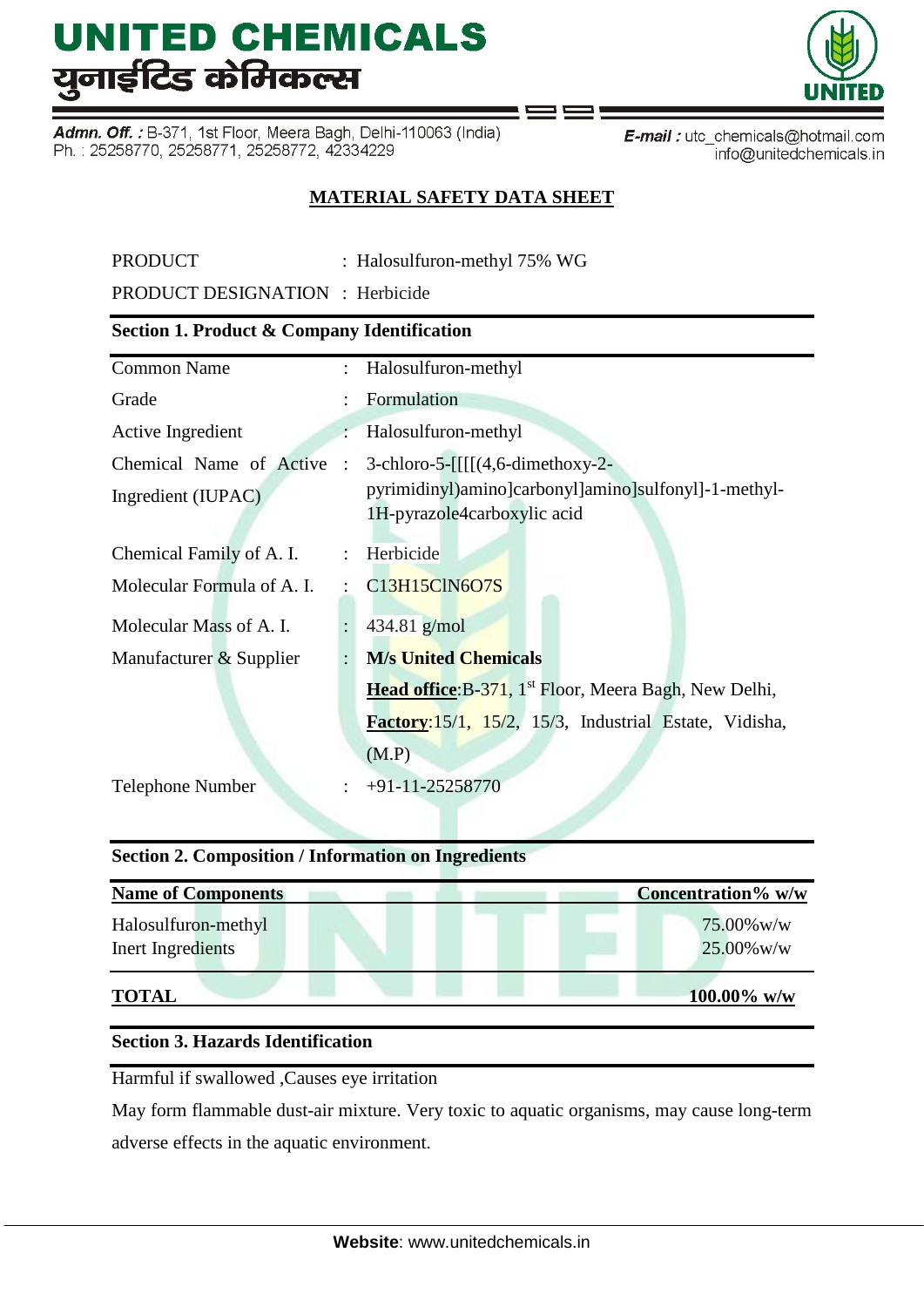# UNITED CHEMICALS
# युनाईटिड केमिकल्स

**Admn. Off. :** B-371, 1st Floor, Meera Bagh, Delhi-110063 (India)
Ph. : 25258770, 25258771, 25258772, 42334229

**E-mail :** utc_chemicals@hotmail.com
info@unitedchemicals.in

## MATERIAL SAFETY DATA SHEET

PRODUCT : Halosulfuron-methyl 75% WG

PRODUCT DESIGNATION : Herbicide

### Section 1. Product & Company Identification

| | | |
|---|---|---|
| Common Name | : | Halosulfuron-methyl |
| Grade | : | Formulation |
| Active Ingredient | : | Halosulfuron-methyl |
| Chemical Name of Active Ingredient (IUPAC) | : | 3-chloro-5-[[[[(4,6-dimethoxy-2-pyrimidinyl)amino]carbonyl]amino]sulfonyl]-1-methyl-1H-pyrazole4carboxylic acid |
| Chemical Family of A. I. | : | Herbicide |
| Molecular Formula of A. I. | : | $C_{13}H_{15}ClN_6O_7S$ |
| Molecular Mass of A. I. | : | 434.81 g/mol |
| Manufacturer & Supplier | : | **M/s United Chemicals**<br>**Head office**:B-371, 1st Floor, Meera Bagh, New Delhi,<br>**Factory**:15/1, 15/2, 15/3, Industrial Estate, Vidisha, (M.P) |
| Telephone Number | : | +91-11-25258770 |

### Section 2. Composition / Information on Ingredients

| Name of Components | Concentration% w/w |
|---|---|
| Halosulfuron-methyl | 75.00%w/w |
| Inert Ingredients | 25.00%w/w |
| **TOTAL** | **100.00% w/w** |

### Section 3. Hazards Identification

Harmful if swallowed ,Causes eye irritation

May form flammable dust-air mixture. Very toxic to aquatic organisms, may cause long-term adverse effects in the aquatic environment.

**Website**: www.unitedchemicals.in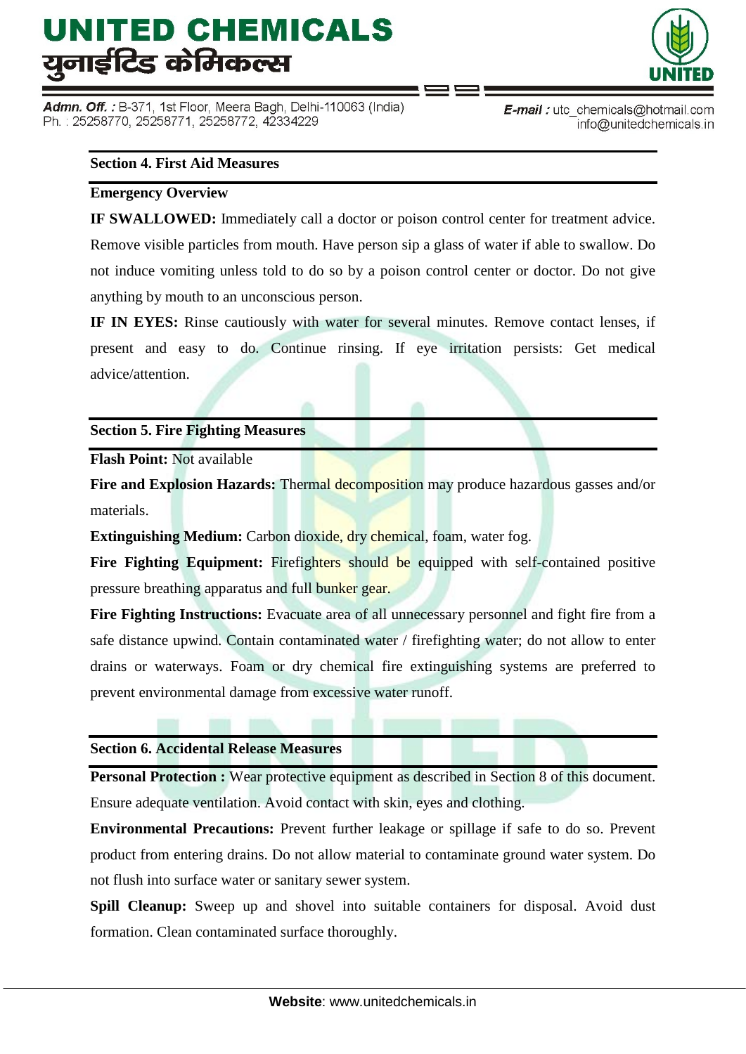## Section 4. First Aid Measures

### Emergency Overview

**IF SWALLOWED:** Immediately call a doctor or poison control center for treatment advice. Remove visible particles from mouth. Have person sip a glass of water if able to swallow. Do not induce vomiting unless told to do so by a poison control center or doctor. Do not give anything by mouth to an unconscious person.

**IF IN EYES:** Rinse cautiously with water for several minutes. Remove contact lenses, if present and easy to do. Continue rinsing. If eye irritation persists: Get medical advice/attention.

## Section 5. Fire Fighting Measures

**Flash Point:** Not available

**Fire and Explosion Hazards:** Thermal decomposition may produce hazardous gasses and/or materials.

**Extinguishing Medium:** Carbon dioxide, dry chemical, foam, water fog.

**Fire Fighting Equipment:** Firefighters should be equipped with self-contained positive pressure breathing apparatus and full bunker gear.

**Fire Fighting Instructions:** Evacuate area of all unnecessary personnel and fight fire from a safe distance upwind. Contain contaminated water / firefighting water; do not allow to enter drains or waterways. Foam or dry chemical fire extinguishing systems are preferred to prevent environmental damage from excessive water runoff.

## Section 6. Accidental Release Measures

**Personal Protection :** Wear protective equipment as described in Section 8 of this document. Ensure adequate ventilation. Avoid contact with skin, eyes and clothing.

**Environmental Precautions:** Prevent further leakage or spillage if safe to do so. Prevent product from entering drains. Do not allow material to contaminate ground water system. Do not flush into surface water or sanitary sewer system.

**Spill Cleanup:** Sweep up and shovel into suitable containers for disposal. Avoid dust formation. Clean contaminated surface thoroughly.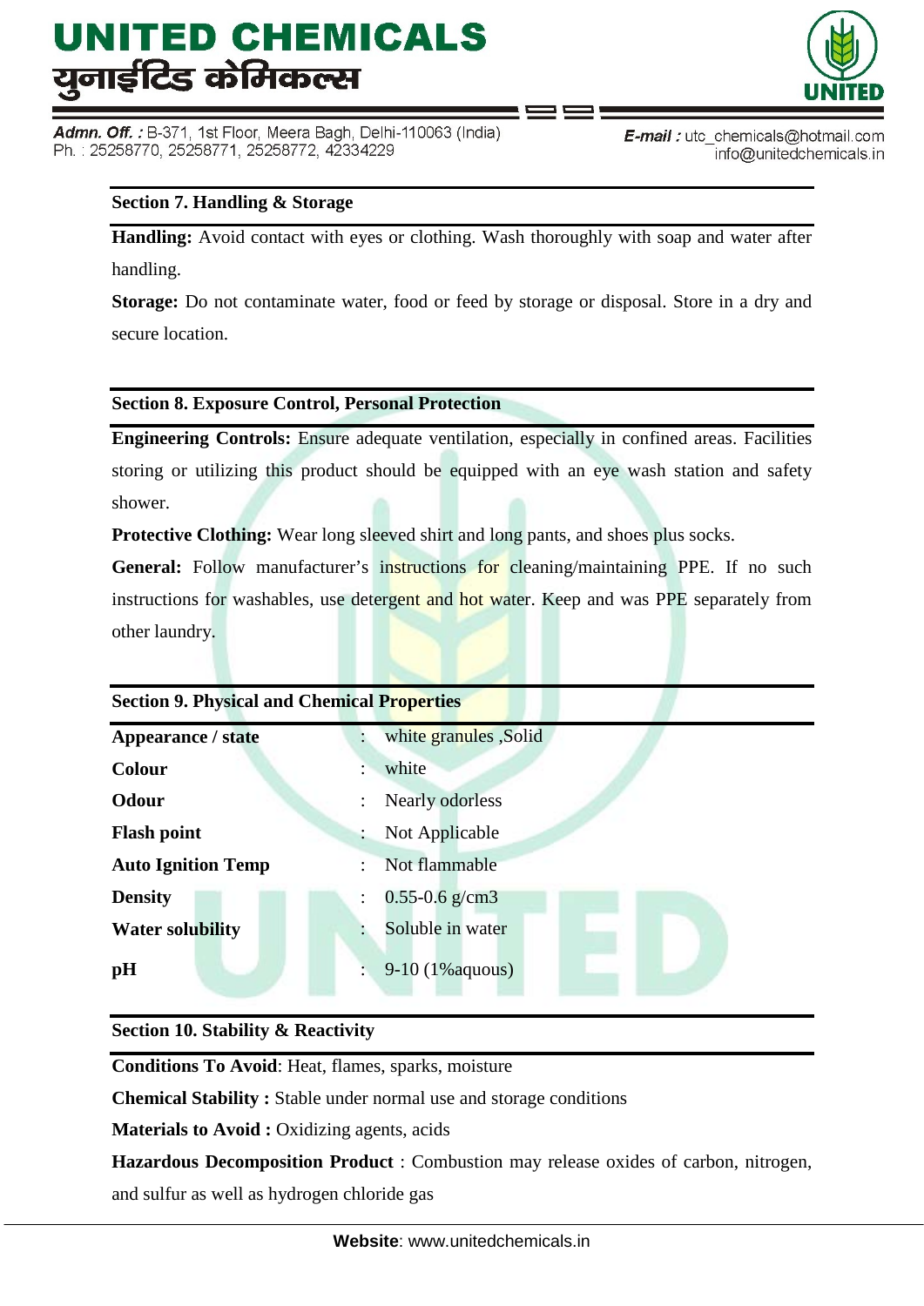## Section 7. Handling & Storage

**Handling:** Avoid contact with eyes or clothing. Wash thoroughly with soap and water after handling.

**Storage:** Do not contaminate water, food or feed by storage or disposal. Store in a dry and secure location.

## Section 8. Exposure Control, Personal Protection

**Engineering Controls:** Ensure adequate ventilation, especially in confined areas. Facilities storing or utilizing this product should be equipped with an eye wash station and safety shower.

**Protective Clothing:** Wear long sleeved shirt and long pants, and shoes plus socks.

**General:** Follow manufacturer's instructions for cleaning/maintaining PPE. If no such instructions for washables, use detergent and hot water. Keep and was PPE separately from other laundry.

## Section 9. Physical and Chemical Properties

| Property | | Value |
|---|---|---|
| **Appearance / state** | : | white granules ,Solid |
| **Colour** | : | white |
| **Odour** | : | Nearly odorless |
| **Flash point** | : | Not Applicable |
| **Auto Ignition Temp** | : | Not flammable |
| **Density** | : | 0.55-0.6 g/cm3 |
| **Water solubility** | : | Soluble in water |
| **pH** | : | 9-10 (1%aquous) |

## Section 10. Stability & Reactivity

**Conditions To Avoid**: Heat, flames, sparks, moisture

**Chemical Stability :** Stable under normal use and storage conditions

**Materials to Avoid :** Oxidizing agents, acids

**Hazardous Decomposition Product** : Combustion may release oxides of carbon, nitrogen, and sulfur as well as hydrogen chloride gas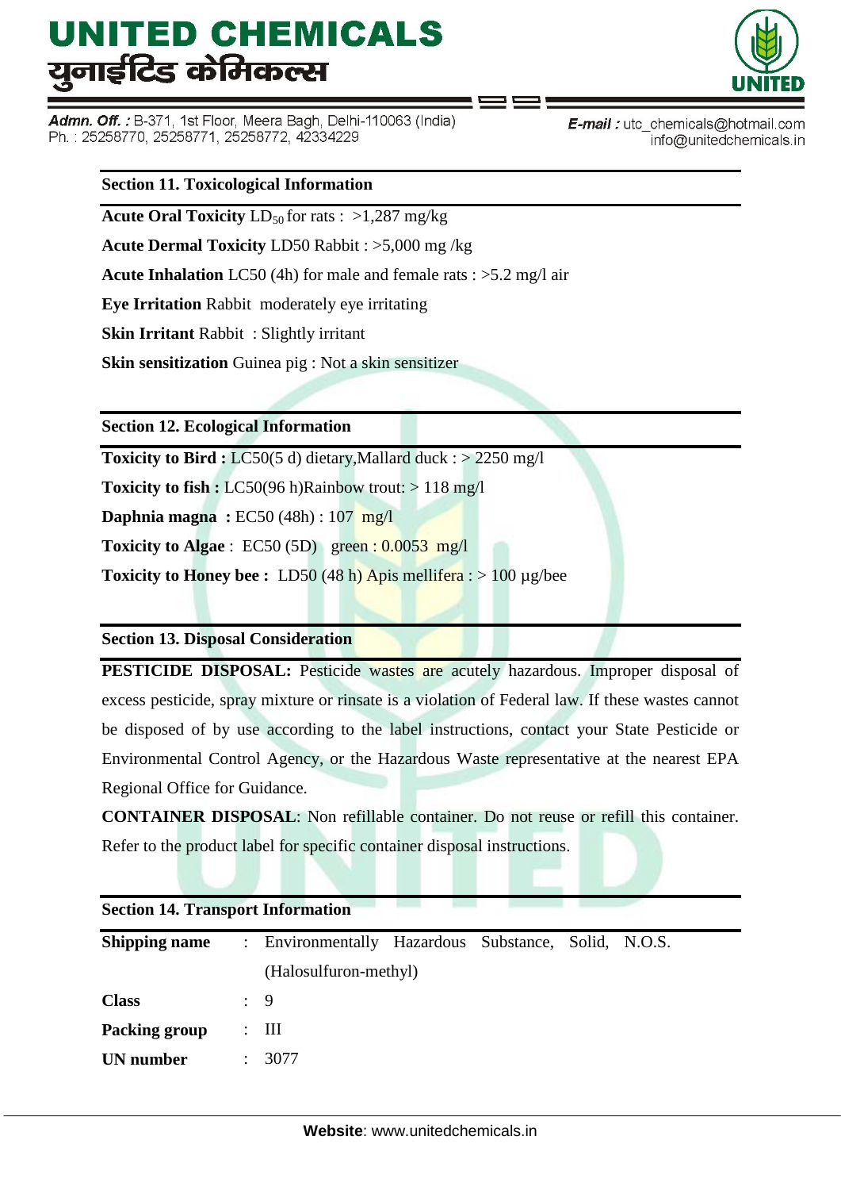## Section 11. Toxicological Information

**Acute Oral Toxicity** $LD_{50}$ for rats : >1,287 mg/kg

**Acute Dermal Toxicity** LD50 Rabbit : >5,000 mg /kg

**Acute Inhalation** LC50 (4h) for male and female rats : >5.2 mg/l air

**Eye Irritation** Rabbit moderately eye irritating

**Skin Irritant** Rabbit : Slightly irritant

**Skin sensitization** Guinea pig : Not a skin sensitizer

## Section 12. Ecological Information

**Toxicity to Bird :** LC50(5 d) dietary,Mallard duck : > 2250 mg/l

**Toxicity to fish :** LC50(96 h)Rainbow trout: > 118 mg/l

**Daphnia magna :** EC50 (48h) : 107 mg/l

**Toxicity to Algae** : EC50 (5D) green : 0.0053 mg/l

**Toxicity to Honey bee :** LD50 (48 h) Apis mellifera : > 100 µg/bee

## Section 13. Disposal Consideration

**PESTICIDE DISPOSAL:** Pesticide wastes are acutely hazardous. Improper disposal of excess pesticide, spray mixture or rinsate is a violation of Federal law. If these wastes cannot be disposed of by use according to the label instructions, contact your State Pesticide or Environmental Control Agency, or the Hazardous Waste representative at the nearest EPA Regional Office for Guidance.

**CONTAINER DISPOSAL**: Non refillable container. Do not reuse or refill this container. Refer to the product label for specific container disposal instructions.

## Section 14. Transport Information

| | | |
|---|---|---|
| **Shipping name** | : | Environmentally Hazardous Substance, Solid, N.O.S. (Halosulfuron-methyl) |
| **Class** | : | 9 |
| **Packing group** | : | III |
| **UN number** | : | 3077 |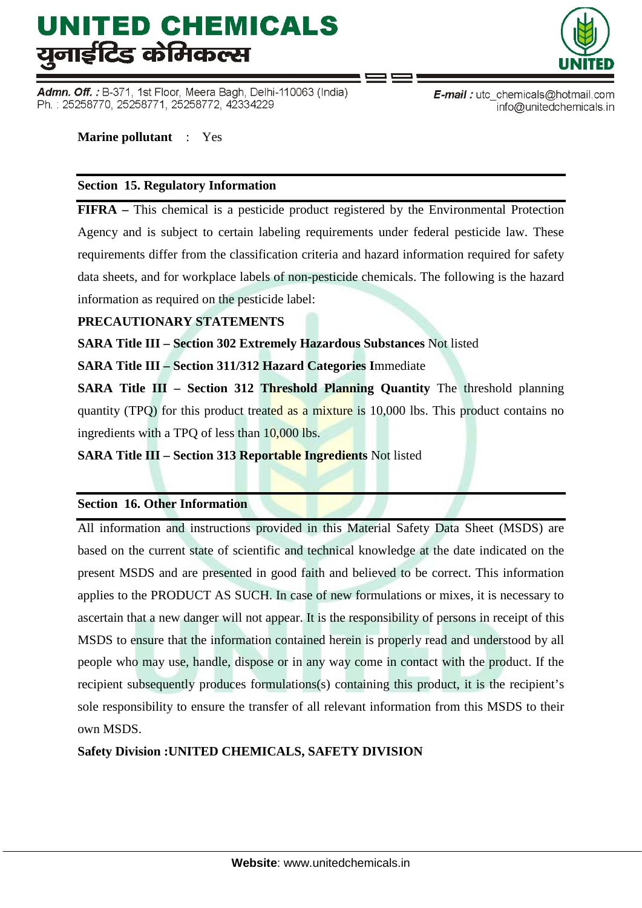**Marine pollutant** : Yes

## Section 15. Regulatory Information

**FIFRA –** This chemical is a pesticide product registered by the Environmental Protection Agency and is subject to certain labeling requirements under federal pesticide law. These requirements differ from the classification criteria and hazard information required for safety data sheets, and for workplace labels of non-pesticide chemicals. The following is the hazard information as required on the pesticide label:

**PRECAUTIONARY STATEMENTS**

**SARA Title III – Section 302 Extremely Hazardous Substances** Not listed

**SARA Title III – Section 311/312 Hazard Categories** Immediate

**SARA Title III – Section 312 Threshold Planning Quantity** The threshold planning quantity (TPQ) for this product treated as a mixture is 10,000 lbs. This product contains no ingredients with a TPQ of less than 10,000 lbs.

**SARA Title III – Section 313 Reportable Ingredients** Not listed

## Section 16. Other Information

All information and instructions provided in this Material Safety Data Sheet (MSDS) are based on the current state of scientific and technical knowledge at the date indicated on the present MSDS and are presented in good faith and believed to be correct. This information applies to the PRODUCT AS SUCH. In case of new formulations or mixes, it is necessary to ascertain that a new danger will not appear. It is the responsibility of persons in receipt of this MSDS to ensure that the information contained herein is properly read and understood by all people who may use, handle, dispose or in any way come in contact with the product. If the recipient subsequently produces formulations(s) containing this product, it is the recipient's sole responsibility to ensure the transfer of all relevant information from this MSDS to their own MSDS.

**Safety Division :UNITED CHEMICALS, SAFETY DIVISION**